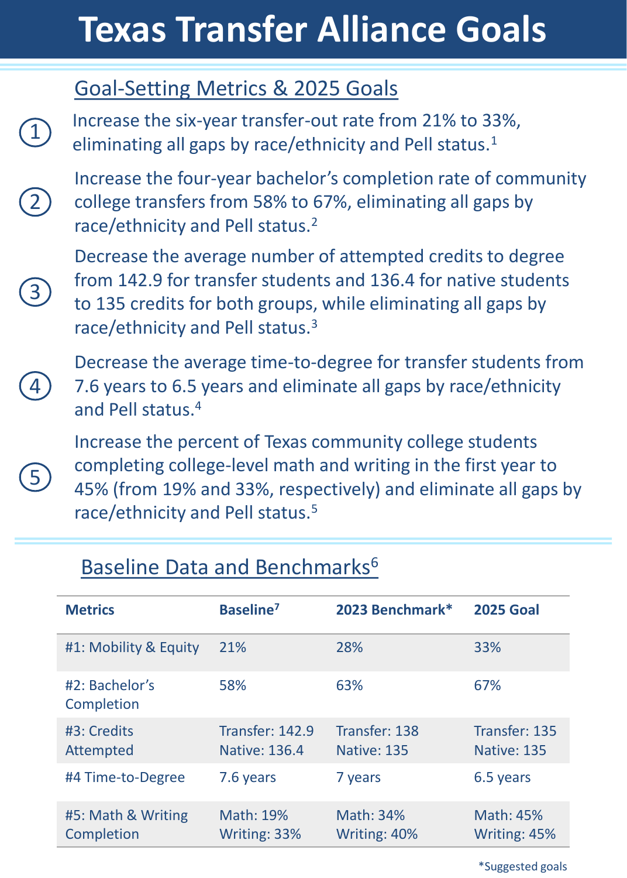# Texas Transfer Alliance Goals

## Goal-Setting Metrics & 2025 Goals

1. Increase the six-year transfer-out rate from 21% to 33%, eliminating all gaps by race/ethnicity and Pell status.[1]

2. Increase the four-year bachelor's completion rate of community college transfers from 58% to 67%, eliminating all gaps by race/ethnicity and Pell status.[2]

3. Decrease the average number of attempted credits to degree from 142.9 for transfer students and 136.4 for native students to 135 credits for both groups, while eliminating all gaps by race/ethnicity and Pell status.[3]

4. Decrease the average time-to-degree for transfer students from 7.6 years to 6.5 years and eliminate all gaps by race/ethnicity and Pell status.[4]

5. Increase the percent of Texas community college students completing college-level math and writing in the first year to 45% (from 19% and 33%, respectively) and eliminate all gaps by race/ethnicity and Pell status.[5]

## Baseline Data and Benchmarks[6]

| Metrics | Baseline[7] | 2023 Benchmark* | 2025 Goal |
|---|---|---|---|
| #1: Mobility & Equity | 21% | 28% | 33% |
| #2: Bachelor's Completion | 58% | 63% | 67% |
| #3: Credits Attempted | Transfer: 142.9<br>Native: 136.4 | Transfer: 138<br>Native: 135 | Transfer: 135<br>Native: 135 |
| #4 Time-to-Degree | 7.6 years | 7 years | 6.5 years |
| #5: Math & Writing Completion | Math: 19%<br>Writing: 33% | Math: 34%<br>Writing: 40% | Math: 45%<br>Writing: 45% |

*Suggested goals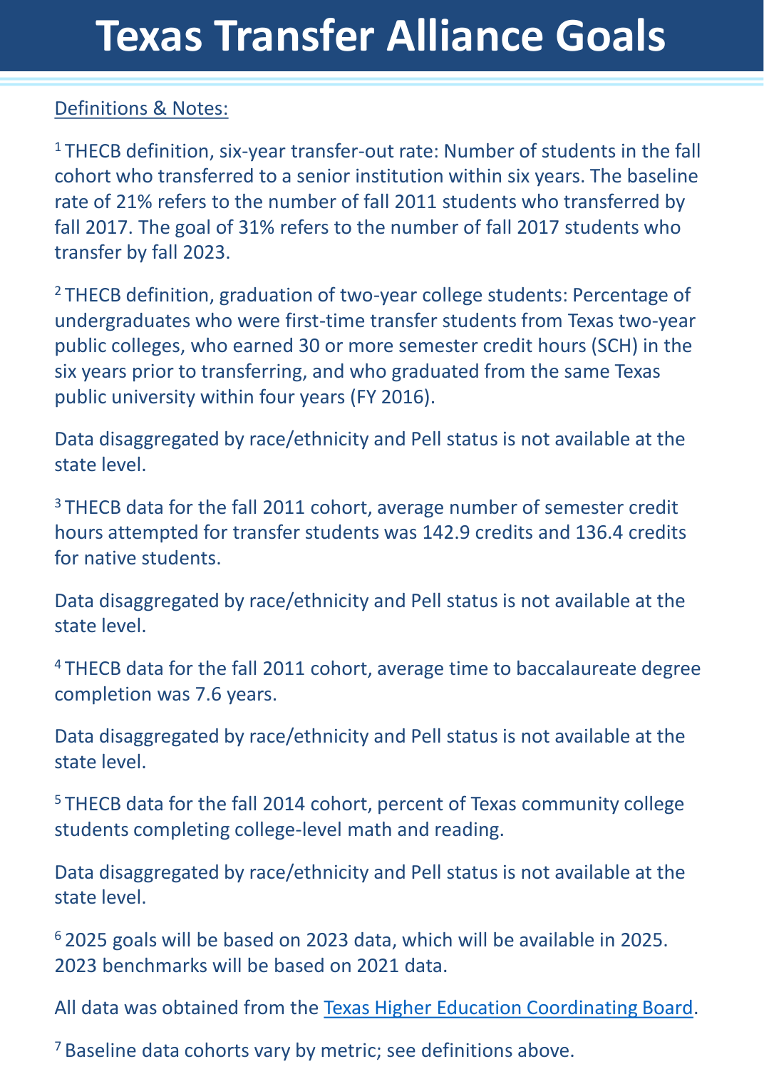# Texas Transfer Alliance Goals

Definitions & Notes:

[1] THECB definition, six-year transfer-out rate: Number of students in the fall cohort who transferred to a senior institution within six years. The baseline rate of 21% refers to the number of fall 2011 students who transferred by fall 2017. The goal of 31% refers to the number of fall 2017 students who transfer by fall 2023.

[2] THECB definition, graduation of two-year college students: Percentage of undergraduates who were first-time transfer students from Texas two-year public colleges, who earned 30 or more semester credit hours (SCH) in the six years prior to transferring, and who graduated from the same Texas public university within four years (FY 2016).

Data disaggregated by race/ethnicity and Pell status is not available at the state level.

[3] THECB data for the fall 2011 cohort, average number of semester credit hours attempted for transfer students was 142.9 credits and 136.4 credits for native students.

Data disaggregated by race/ethnicity and Pell status is not available at the state level.

[4] THECB data for the fall 2011 cohort, average time to baccalaureate degree completion was 7.6 years.

Data disaggregated by race/ethnicity and Pell status is not available at the state level.

[5] THECB data for the fall 2014 cohort, percent of Texas community college students completing college-level math and reading.

Data disaggregated by race/ethnicity and Pell status is not available at the state level.

[6] 2025 goals will be based on 2023 data, which will be available in 2025. 2023 benchmarks will be based on 2021 data.

All data was obtained from the [Texas Higher Education Coordinating Board](https://www.thecb.state.tx.us/).

[7] Baseline data cohorts vary by metric; see definitions above.